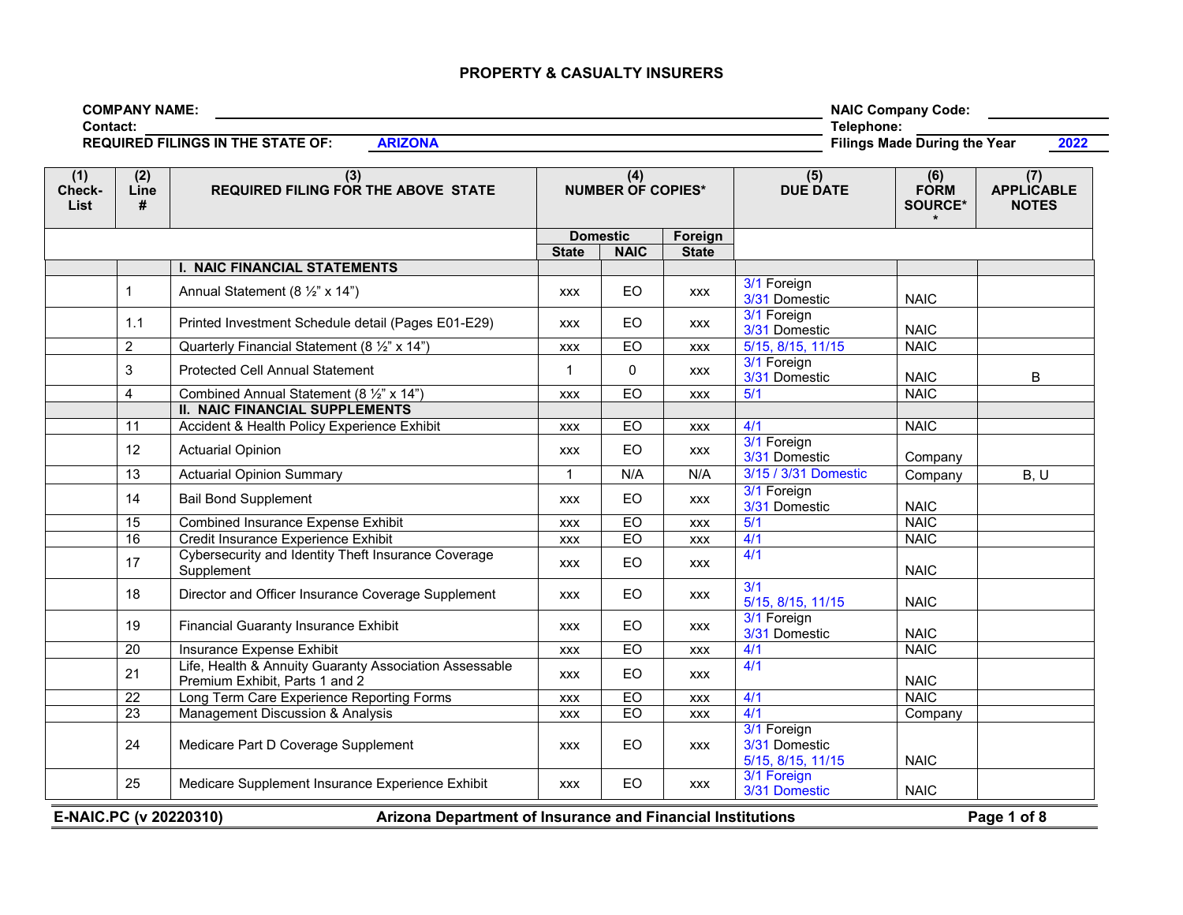## PROPERTY & CASUALTY INSURERS

**COMPANY NAME:** ______________________ **NAIC Company Code:** __________

**Contact:** ______________________ **Telephone:** __________

**REQUIRED FILINGS IN THE STATE OF:** **ARIZONA** **Filings Made During the Year** **2022**

| (1) Check-List | (2) Line # | (3) REQUIRED FILING FOR THE ABOVE STATE | (4) NUMBER OF COPIES* | | | (5) DUE DATE | (6) FORM SOURCE** | (7) APPLICABLE NOTES |
|---|---|---|---|---|---|---|---|---|
| | | | Domestic | | Foreign | | | |
| | | | State | NAIC | State | | | |
| | | **I. NAIC FINANCIAL STATEMENTS** | | | | | | |
| | 1 | Annual Statement (8 ½" x 14") | xxx | EO | xxx | 3/1 Foreign<br>3/31 Domestic | NAIC | |
| | 1.1 | Printed Investment Schedule detail (Pages E01-E29) | xxx | EO | xxx | 3/1 Foreign<br>3/31 Domestic | NAIC | |
| | 2 | Quarterly Financial Statement (8 ½" x 14") | xxx | EO | xxx | 5/15, 8/15, 11/15 | NAIC | |
| | 3 | Protected Cell Annual Statement | 1 | 0 | xxx | 3/1 Foreign<br>3/31 Domestic | NAIC | B |
| | 4 | Combined Annual Statement (8 ½" x 14") | xxx | EO | xxx | 5/1 | NAIC | |
| | | **II. NAIC FINANCIAL SUPPLEMENTS** | | | | | | |
| | 11 | Accident & Health Policy Experience Exhibit | xxx | EO | xxx | 4/1 | NAIC | |
| | 12 | Actuarial Opinion | xxx | EO | xxx | 3/1 Foreign<br>3/31 Domestic | Company | |
| | 13 | Actuarial Opinion Summary | 1 | N/A | N/A | 3/15 / 3/31 Domestic | Company | B, U |
| | 14 | Bail Bond Supplement | xxx | EO | xxx | 3/1 Foreign<br>3/31 Domestic | NAIC | |
| | 15 | Combined Insurance Expense Exhibit | xxx | EO | xxx | 5/1 | NAIC | |
| | 16 | Credit Insurance Experience Exhibit | xxx | EO | xxx | 4/1 | NAIC | |
| | 17 | Cybersecurity and Identity Theft Insurance Coverage Supplement | xxx | EO | xxx | 4/1 | NAIC | |
| | 18 | Director and Officer Insurance Coverage Supplement | xxx | EO | xxx | 3/1<br>5/15, 8/15, 11/15 | NAIC | |
| | 19 | Financial Guaranty Insurance Exhibit | xxx | EO | xxx | 3/1 Foreign<br>3/31 Domestic | NAIC | |
| | 20 | Insurance Expense Exhibit | xxx | EO | xxx | 4/1 | NAIC | |
| | 21 | Life, Health & Annuity Guaranty Association Assessable Premium Exhibit, Parts 1 and 2 | xxx | EO | xxx | 4/1 | NAIC | |
| | 22 | Long Term Care Experience Reporting Forms | xxx | EO | xxx | 4/1 | NAIC | |
| | 23 | Management Discussion & Analysis | xxx | EO | xxx | 4/1 | Company | |
| | 24 | Medicare Part D Coverage Supplement | xxx | EO | xxx | 3/1 Foreign<br>3/31 Domestic<br>5/15, 8/15, 11/15 | NAIC | |
| | 25 | Medicare Supplement Insurance Experience Exhibit | xxx | EO | xxx | 3/1 Foreign<br>3/31 Domestic | NAIC | |

E-NAIC.PC (v 20220310) — Arizona Department of Insurance and Financial Institutions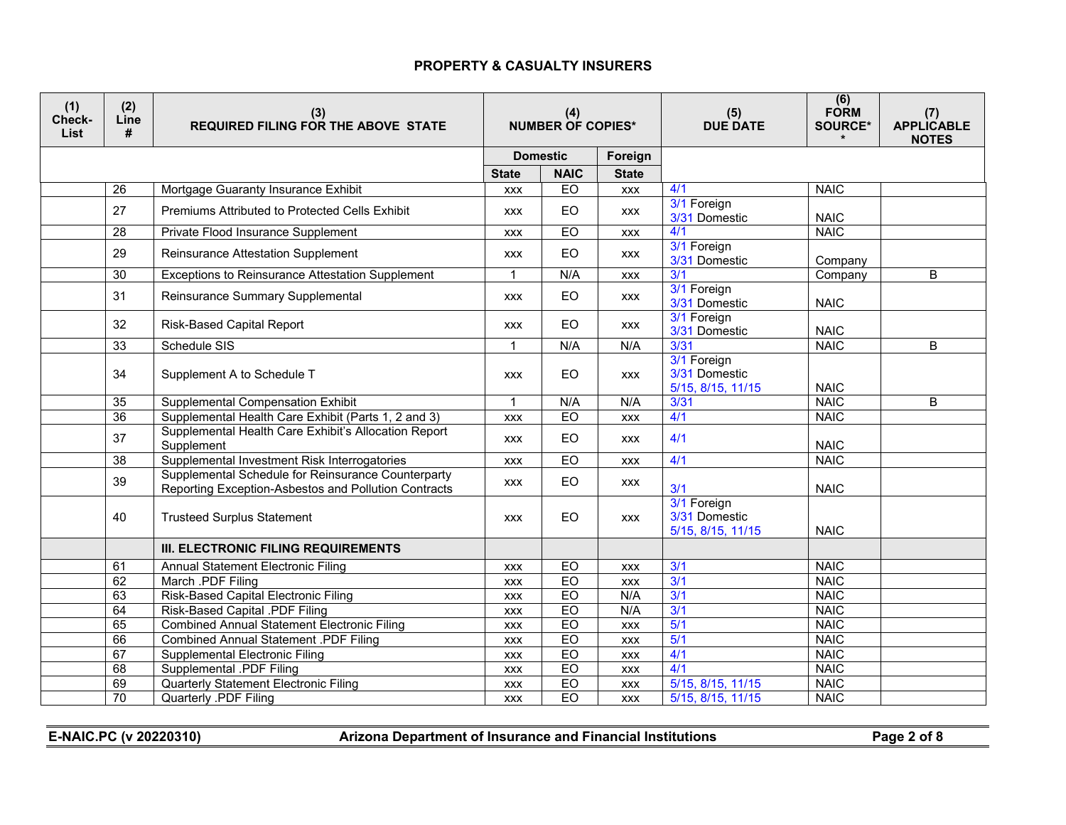## PROPERTY & CASUALTY INSURERS

| (1) Check-List | (2) Line # | (3) REQUIRED FILING FOR THE ABOVE STATE | (4) NUMBER OF COPIES* | | | (5) DUE DATE | (6) FORM SOURCE* * | (7) APPLICABLE NOTES |
|---|---|---|---|---|---|---|---|---|
| | | | Domestic | | Foreign | | | |
| | | | State | NAIC | State | | | |
| | 26 | Mortgage Guaranty Insurance Exhibit | xxx | EO | xxx | 4/1 | NAIC | |
| | 27 | Premiums Attributed to Protected Cells Exhibit | xxx | EO | xxx | 3/1 Foreign 3/31 Domestic | NAIC | |
| | 28 | Private Flood Insurance Supplement | xxx | EO | xxx | 4/1 | NAIC | |
| | 29 | Reinsurance Attestation Supplement | xxx | EO | xxx | 3/1 Foreign 3/31 Domestic | Company | |
| | 30 | Exceptions to Reinsurance Attestation Supplement | 1 | N/A | xxx | 3/1 | Company | B |
| | 31 | Reinsurance Summary Supplemental | xxx | EO | xxx | 3/1 Foreign 3/31 Domestic | NAIC | |
| | 32 | Risk-Based Capital Report | xxx | EO | xxx | 3/1 Foreign 3/31 Domestic | NAIC | |
| | 33 | Schedule SIS | 1 | N/A | N/A | 3/31 | NAIC | B |
| | 34 | Supplement A to Schedule T | xxx | EO | xxx | 3/1 Foreign 3/31 Domestic 5/15, 8/15, 11/15 | NAIC | |
| | 35 | Supplemental Compensation Exhibit | 1 | N/A | N/A | 3/31 | NAIC | B |
| | 36 | Supplemental Health Care Exhibit (Parts 1, 2 and 3) | xxx | EO | xxx | 4/1 | NAIC | |
| | 37 | Supplemental Health Care Exhibit's Allocation Report Supplement | xxx | EO | xxx | 4/1 | NAIC | |
| | 38 | Supplemental Investment Risk Interrogatories | xxx | EO | xxx | 4/1 | NAIC | |
| | 39 | Supplemental Schedule for Reinsurance Counterparty Reporting Exception-Asbestos and Pollution Contracts | xxx | EO | xxx | 3/1 | NAIC | |
| | 40 | Trusteed Surplus Statement | xxx | EO | xxx | 3/1 Foreign 3/31 Domestic 5/15, 8/15, 11/15 | NAIC | |
| | | **III. ELECTRONIC FILING REQUIREMENTS** | | | | | | |
| | 61 | Annual Statement Electronic Filing | xxx | EO | xxx | 3/1 | NAIC | |
| | 62 | March .PDF Filing | xxx | EO | xxx | 3/1 | NAIC | |
| | 63 | Risk-Based Capital Electronic Filing | xxx | EO | N/A | 3/1 | NAIC | |
| | 64 | Risk-Based Capital .PDF Filing | xxx | EO | N/A | 3/1 | NAIC | |
| | 65 | Combined Annual Statement Electronic Filing | xxx | EO | xxx | 5/1 | NAIC | |
| | 66 | Combined Annual Statement .PDF Filing | xxx | EO | xxx | 5/1 | NAIC | |
| | 67 | Supplemental Electronic Filing | xxx | EO | xxx | 4/1 | NAIC | |
| | 68 | Supplemental .PDF Filing | xxx | EO | xxx | 4/1 | NAIC | |
| | 69 | Quarterly Statement Electronic Filing | xxx | EO | xxx | 5/15, 8/15, 11/15 | NAIC | |
| | 70 | Quarterly .PDF Filing | xxx | EO | xxx | 5/15, 8/15, 11/15 | NAIC | |

E-NAIC.PC (v 20220310) Arizona Department of Insurance and Financial Institutions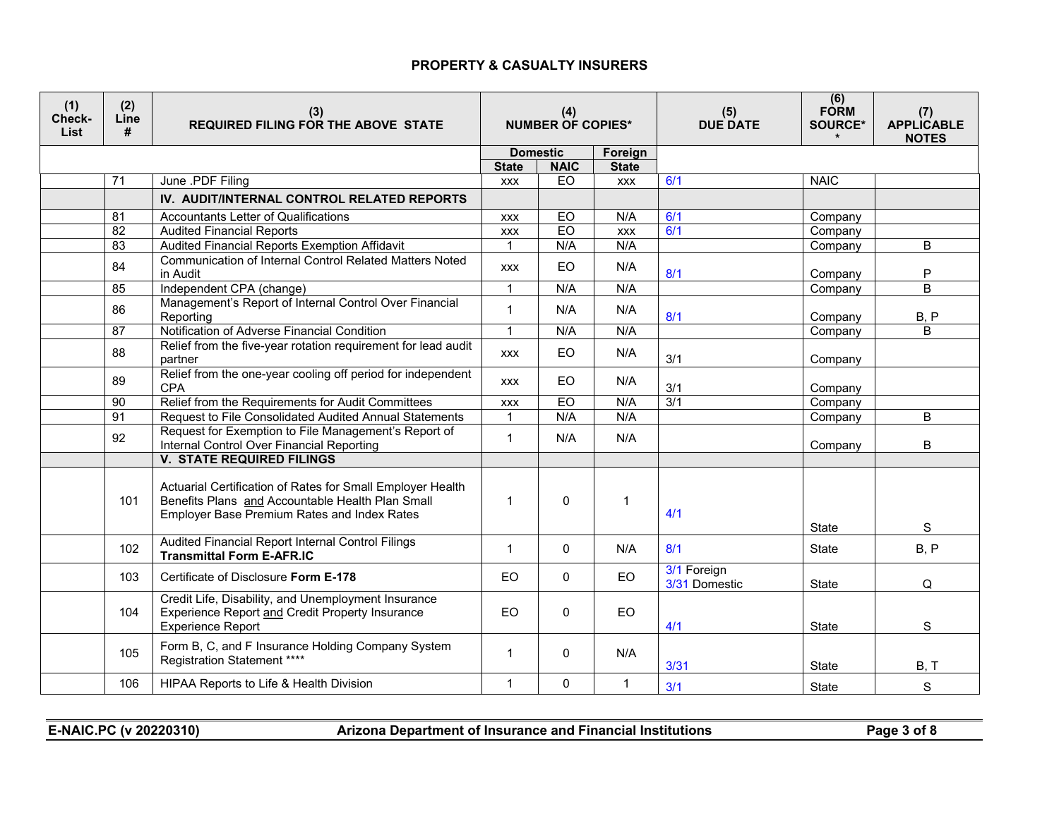## PROPERTY & CASUALTY INSURERS

| (1) Check-List | (2) Line # | (3) REQUIRED FILING FOR THE ABOVE STATE | (4) NUMBER OF COPIES* | | | (5) DUE DATE | (6) FORM SOURCE** | (7) APPLICABLE NOTES |
|---|---|---|---|---|---|---|---|---|
| | | | Domestic | | Foreign | | | |
| | | | State | NAIC | State | | | |
| | 71 | June .PDF Filing | xxx | EO | xxx | 6/1 | NAIC | |
| | | **IV. AUDIT/INTERNAL CONTROL RELATED REPORTS** | | | | | | |
| | 81 | Accountants Letter of Qualifications | xxx | EO | N/A | 6/1 | Company | |
| | 82 | Audited Financial Reports | xxx | EO | xxx | 6/1 | Company | |
| | 83 | Audited Financial Reports Exemption Affidavit | 1 | N/A | N/A | | Company | B |
| | 84 | Communication of Internal Control Related Matters Noted in Audit | xxx | EO | N/A | 8/1 | Company | P |
| | 85 | Independent CPA (change) | 1 | N/A | N/A | | Company | B |
| | 86 | Management's Report of Internal Control Over Financial Reporting | 1 | N/A | N/A | 8/1 | Company | B, P |
| | 87 | Notification of Adverse Financial Condition | 1 | N/A | N/A | | Company | B |
| | 88 | Relief from the five-year rotation requirement for lead audit partner | xxx | EO | N/A | 3/1 | Company | |
| | 89 | Relief from the one-year cooling off period for independent CPA | xxx | EO | N/A | 3/1 | Company | |
| | 90 | Relief from the Requirements for Audit Committees | xxx | EO | N/A | 3/1 | Company | |
| | 91 | Request to File Consolidated Audited Annual Statements | 1 | N/A | N/A | | Company | B |
| | 92 | Request for Exemption to File Management's Report of Internal Control Over Financial Reporting | 1 | N/A | N/A | | Company | B |
| | | **V. STATE REQUIRED FILINGS** | | | | | | |
| | 101 | Actuarial Certification of Rates for Small Employer Health Benefits Plans and Accountable Health Plan Small Employer Base Premium Rates and Index Rates | 1 | 0 | 1 | 4/1 | State | S |
| | 102 | Audited Financial Report Internal Control Filings **Transmittal Form E-AFR.IC** | 1 | 0 | N/A | 8/1 | State | B, P |
| | 103 | Certificate of Disclosure **Form E-178** | EO | 0 | EO | 3/1 Foreign 3/31 Domestic | State | Q |
| | 104 | Credit Life, Disability, and Unemployment Insurance Experience Report and Credit Property Insurance Experience Report | EO | 0 | EO | 4/1 | State | S |
| | 105 | Form B, C, and F Insurance Holding Company System Registration Statement **** | 1 | 0 | N/A | 3/31 | State | B, T |
| | 106 | HIPAA Reports to Life & Health Division | 1 | 0 | 1 | 3/1 | State | S |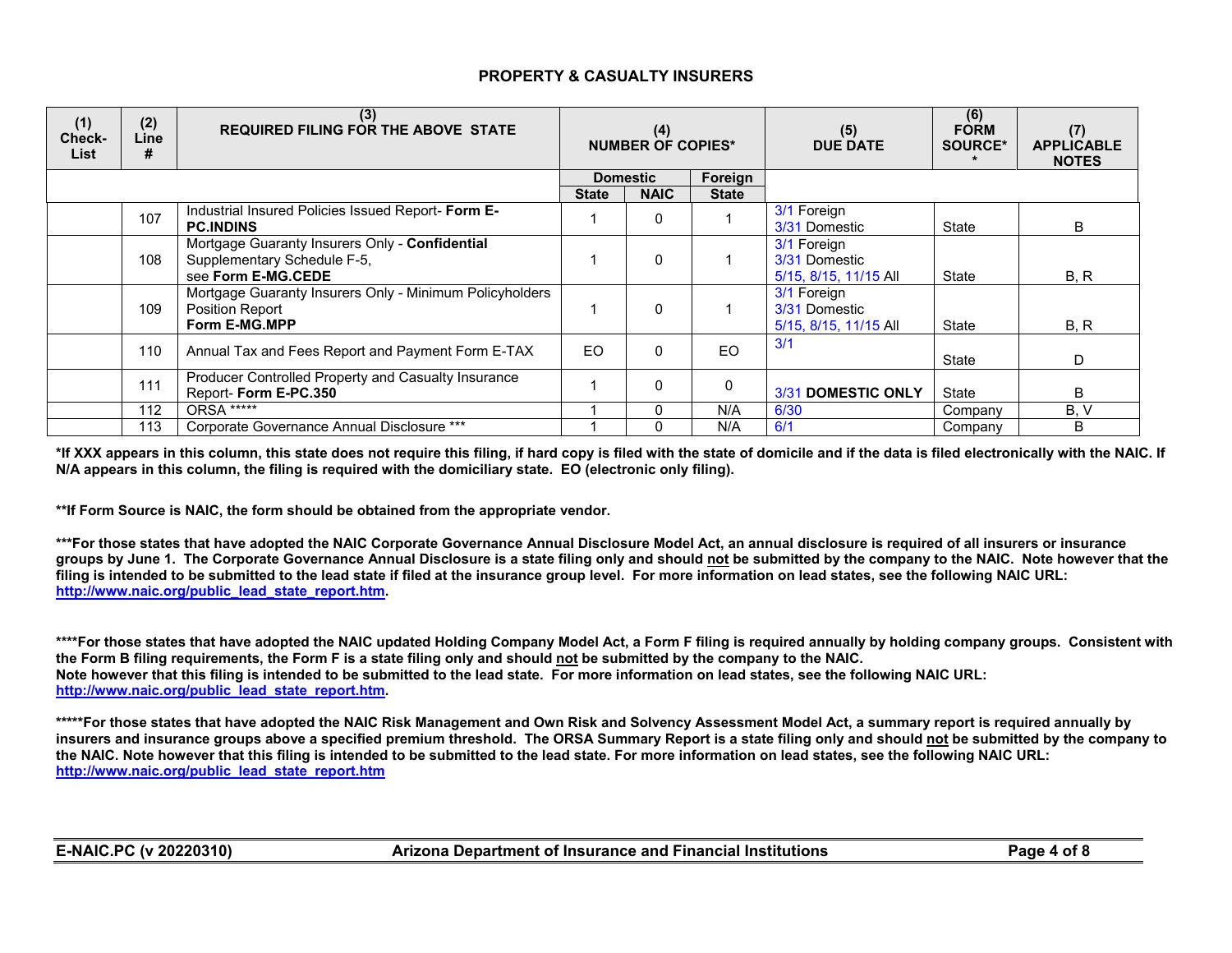## PROPERTY & CASUALTY INSURERS

| (1) Check-List | (2) Line # | (3) REQUIRED FILING FOR THE ABOVE STATE | (4) NUMBER OF COPIES* | | | (5) DUE DATE | (6) FORM SOURCE** | (7) APPLICABLE NOTES |
|---|---|---|---|---|---|---|---|---|
| | | | Domestic | | Foreign | | | |
| | | | State | NAIC | State | | | |
| | 107 | Industrial Insured Policies Issued Report- **Form E-PC.INDINS** | 1 | 0 | 1 | 3/1 Foreign<br>3/31 Domestic | State | B |
| | 108 | Mortgage Guaranty Insurers Only - **Confidential** Supplementary Schedule F-5, see **Form E-MG.CEDE** | 1 | 0 | 1 | 3/1 Foreign<br>3/31 Domestic<br>5/15, 8/15, 11/15 All | State | B, R |
| | 109 | Mortgage Guaranty Insurers Only - Minimum Policyholders Position Report **Form E-MG.MPP** | 1 | 0 | 1 | 3/1 Foreign<br>3/31 Domestic<br>5/15, 8/15, 11/15 All | State | B, R |
| | 110 | Annual Tax and Fees Report and Payment Form E-TAX | EO | 0 | EO | 3/1 | State | D |
| | 111 | Producer Controlled Property and Casualty Insurance Report- **Form E-PC.350** | 1 | 0 | 0 | 3/31 **DOMESTIC ONLY** | State | B |
| | 112 | ORSA ***** | 1 | 0 | N/A | 6/30 | Company | B, V |
| | 113 | Corporate Governance Annual Disclosure *** | 1 | 0 | N/A | 6/1 | Company | B |

**\*If XXX appears in this column, this state does not require this filing, if hard copy is filed with the state of domicile and if the data is filed electronically with the NAIC. If N/A appears in this column, the filing is required with the domiciliary state. EO (electronic only filing).**

**\*\*If Form Source is NAIC, the form should be obtained from the appropriate vendor.**

**\*\*\*For those states that have adopted the NAIC Corporate Governance Annual Disclosure Model Act, an annual disclosure is required of all insurers or insurance groups by June 1. The Corporate Governance Annual Disclosure is a state filing only and should not be submitted by the company to the NAIC. Note however that the filing is intended to be submitted to the lead state if filed at the insurance group level. For more information on lead states, see the following NAIC URL: http://www.naic.org/public_lead_state_report.htm.**

**\*\*\*\*For those states that have adopted the NAIC updated Holding Company Model Act, a Form F filing is required annually by holding company groups. Consistent with the Form B filing requirements, the Form F is a state filing only and should not be submitted by the company to the NAIC. Note however that this filing is intended to be submitted to the lead state. For more information on lead states, see the following NAIC URL: http://www.naic.org/public_lead_state_report.htm.**

**\*\*\*\*\*For those states that have adopted the NAIC Risk Management and Own Risk and Solvency Assessment Model Act, a summary report is required annually by insurers and insurance groups above a specified premium threshold. The ORSA Summary Report is a state filing only and should not be submitted by the company to the NAIC. Note however that this filing is intended to be submitted to the lead state. For more information on lead states, see the following NAIC URL: http://www.naic.org/public_lead_state_report.htm**

**E-NAIC.PC (v 20220310)** **Arizona Department of Insurance and Financial Institutions**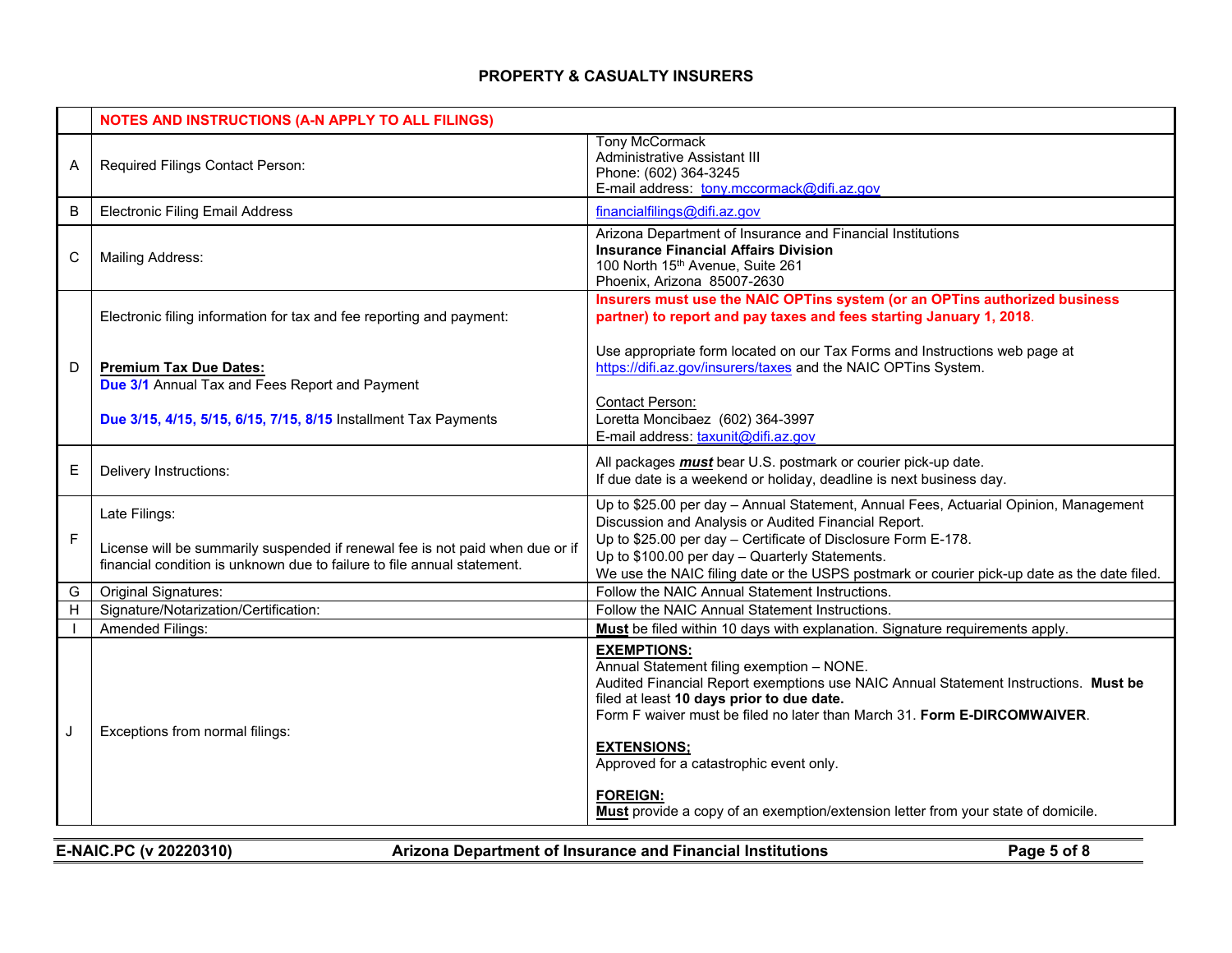## PROPERTY & CASUALTY INSURERS

| | NOTES AND INSTRUCTIONS (A-N APPLY TO ALL FILINGS) | |
|---|---|---|
| A | Required Filings Contact Person: | Tony McCormack<br>Administrative Assistant III<br>Phone: (602) 364-3245<br>E-mail address: tony.mccormack@difi.az.gov |
| B | Electronic Filing Email Address | financialfilings@difi.az.gov |
| C | Mailing Address: | Arizona Department of Insurance and Financial Institutions<br>**Insurance Financial Affairs Division**<br>100 North 15th Avenue, Suite 261<br>Phoenix, Arizona 85007-2630 |
| D | Electronic filing information for tax and fee reporting and payment:<br><br>**Premium Tax Due Dates:**<br>**Due 3/1** Annual Tax and Fees Report and Payment<br><br>**Due 3/15, 4/15, 5/15, 6/15, 7/15, 8/15** Installment Tax Payments | **Insurers must use the NAIC OPTins system (or an OPTins authorized business partner) to report and pay taxes and fees starting January 1, 2018**.<br><br>Use appropriate form located on our Tax Forms and Instructions web page at https://difi.az.gov/insurers/taxes and the NAIC OPTins System.<br><br>Contact Person:<br>Loretta Moncibaez (602) 364-3997<br>E-mail address: taxunit@difi.az.gov |
| E | Delivery Instructions: | All packages ***must*** bear U.S. postmark or courier pick-up date.<br>If due date is a weekend or holiday, deadline is next business day. |
| F | Late Filings:<br><br>License will be summarily suspended if renewal fee is not paid when due or if financial condition is unknown due to failure to file annual statement. | Up to $25.00 per day – Annual Statement, Annual Fees, Actuarial Opinion, Management Discussion and Analysis or Audited Financial Report.<br>Up to $25.00 per day – Certificate of Disclosure Form E-178.<br>Up to $100.00 per day – Quarterly Statements.<br>We use the NAIC filing date or the USPS postmark or courier pick-up date as the date filed. |
| G | Original Signatures: | Follow the NAIC Annual Statement Instructions. |
| H | Signature/Notarization/Certification: | Follow the NAIC Annual Statement Instructions. |
| I | Amended Filings: | **Must** be filed within 10 days with explanation. Signature requirements apply. |
| J | Exceptions from normal filings: | **EXEMPTIONS:**<br>Annual Statement filing exemption – NONE.<br>Audited Financial Report exemptions use NAIC Annual Statement Instructions. **Must be** filed at least **10 days prior to due date.**<br>Form F waiver must be filed no later than March 31. **Form E-DIRCOMWAIVER**.<br><br>**EXTENSIONS;**<br>Approved for a catastrophic event only.<br><br>**FOREIGN:**<br>**Must** provide a copy of an exemption/extension letter from your state of domicile. |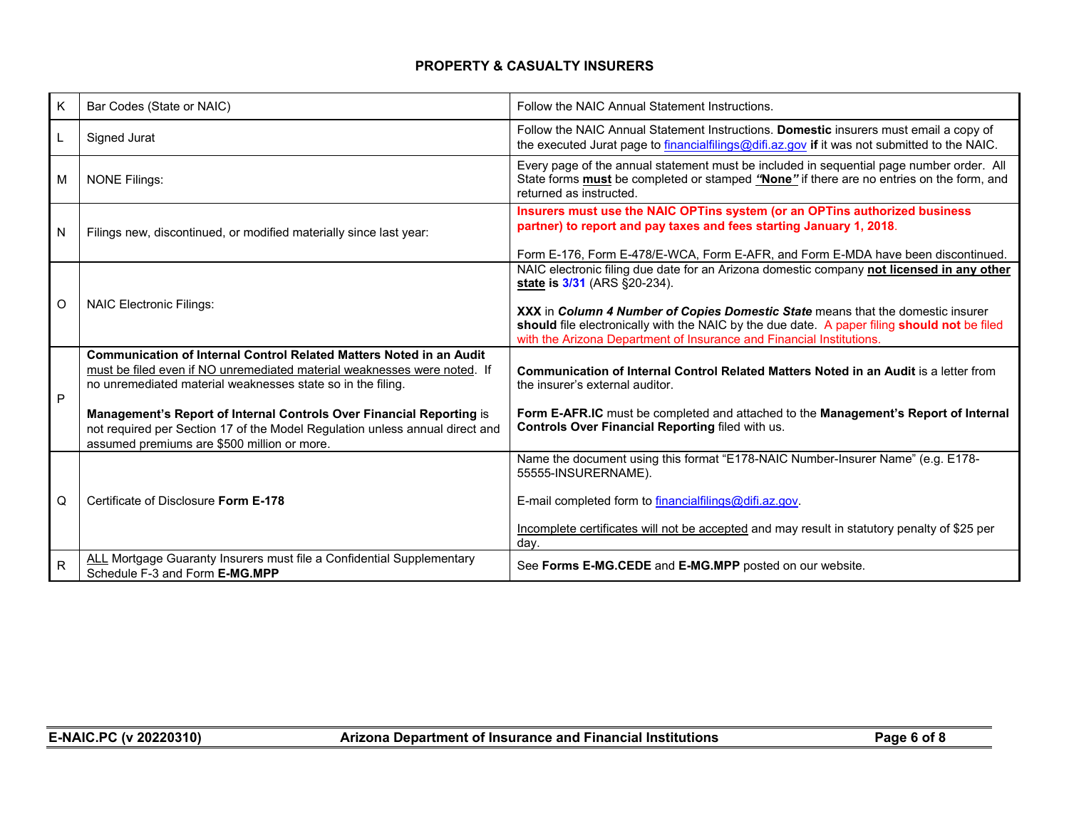## PROPERTY & CASUALTY INSURERS

| | | |
|---|---|---|
| K | Bar Codes (State or NAIC) | Follow the NAIC Annual Statement Instructions. |
| L | Signed Jurat | Follow the NAIC Annual Statement Instructions. **Domestic** insurers must email a copy of the executed Jurat page to financialfilings@difi.az.gov **if** it was not submitted to the NAIC. |
| M | NONE Filings: | Every page of the annual statement must be included in sequential page number order. All State forms **must** be completed or stamped ***"None"*** if there are no entries on the form, and returned as instructed. |
| N | Filings new, discontinued, or modified materially since last year: | **Insurers must use the NAIC OPTins system (or an OPTins authorized business partner) to report and pay taxes and fees starting January 1, 2018**.<br><br>Form E-176, Form E-478/E-WCA, Form E-AFR, and Form E-MDA have been discontinued. |
| O | NAIC Electronic Filings: | NAIC electronic filing due date for an Arizona domestic company **not licensed in any other state is 3/31** (ARS §20-234).<br><br>**XXX** in ***Column 4 Number of Copies Domestic State*** means that the domestic insurer **should** file electronically with the NAIC by the due date. A paper filing **should not** be filed with the Arizona Department of Insurance and Financial Institutions. |
| P | **Communication of Internal Control Related Matters Noted in an Audit** must be filed even if NO unremediated material weaknesses were noted. If no unremediated material weaknesses state so in the filing.<br><br>**Management's Report of Internal Controls Over Financial Reporting** is not required per Section 17 of the Model Regulation unless annual direct and assumed premiums are $500 million or more. | **Communication of Internal Control Related Matters Noted in an Audit** is a letter from the insurer's external auditor.<br><br>**Form E-AFR.IC** must be completed and attached to the **Management's Report of Internal Controls Over Financial Reporting** filed with us. |
| Q | Certificate of Disclosure **Form E-178** | Name the document using this format "E178-NAIC Number-Insurer Name" (e.g. E178-55555-INSURERNAME).<br><br>E-mail completed form to financialfilings@difi.az.gov.<br><br>Incomplete certificates will not be accepted and may result in statutory penalty of $25 per day. |
| R | ALL Mortgage Guaranty Insurers must file a Confidential Supplementary Schedule F-3 and Form **E-MG.MPP** | See **Forms E-MG.CEDE** and **E-MG.MPP** posted on our website. |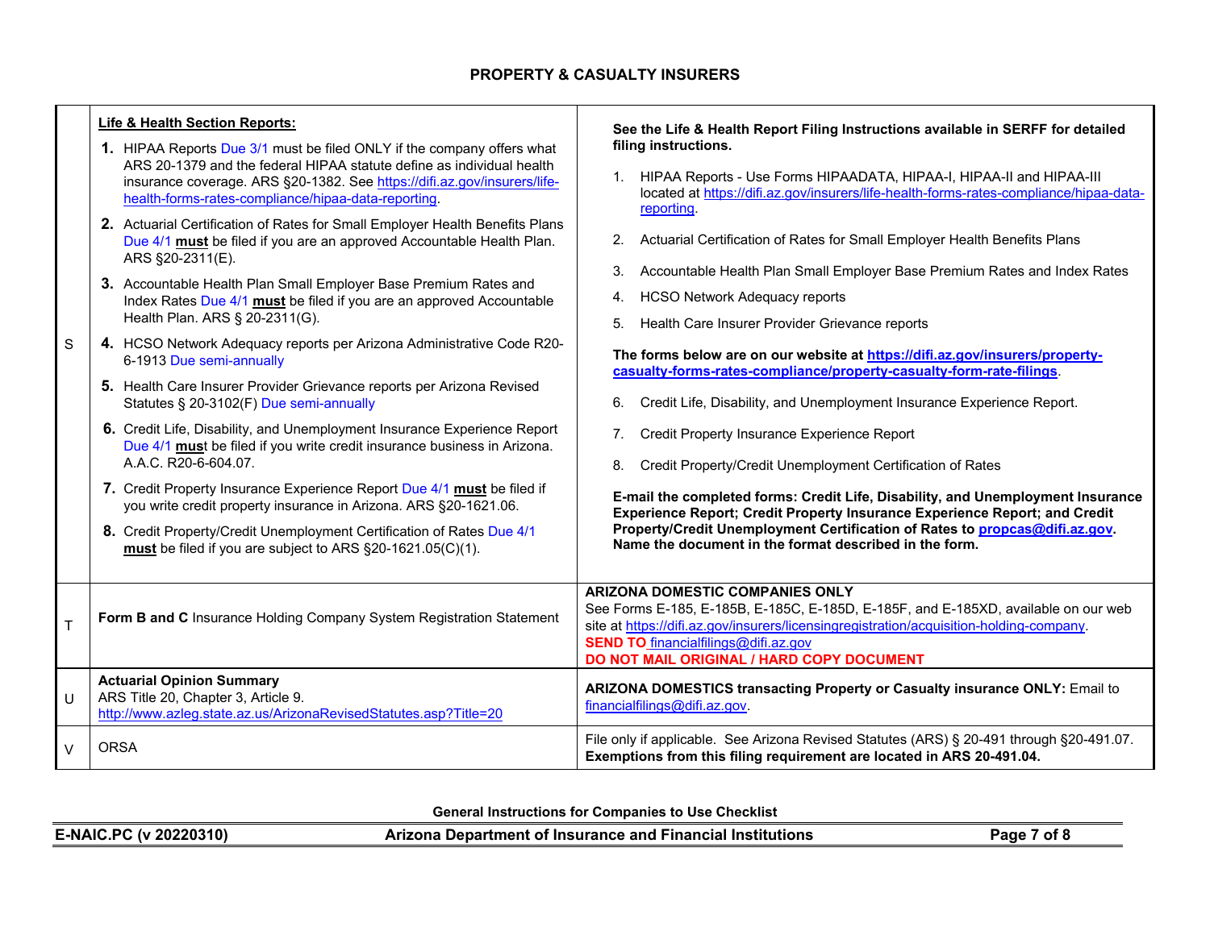## PROPERTY & CASUALTY INSURERS

| | | |
|---|---|---|
| S | **Life & Health Section Reports:**<br>**1.** HIPAA Reports Due 3/1 must be filed ONLY if the company offers what ARS 20-1379 and the federal HIPAA statute define as individual health insurance coverage. ARS §20-1382. See https://difi.az.gov/insurers/life-health-forms-rates-compliance/hipaa-data-reporting.<br>**2.** Actuarial Certification of Rates for Small Employer Health Benefits Plans Due 4/1 **must** be filed if you are an approved Accountable Health Plan. ARS §20-2311(E).<br>**3.** Accountable Health Plan Small Employer Base Premium Rates and Index Rates Due 4/1 **must** be filed if you are an approved Accountable Health Plan. ARS § 20-2311(G).<br>**4.** HCSO Network Adequacy reports per Arizona Administrative Code R20-6-1913 Due semi-annually<br>**5.** Health Care Insurer Provider Grievance reports per Arizona Revised Statutes § 20-3102(F) Due semi-annually<br>**6.** Credit Life, Disability, and Unemployment Insurance Experience Report Due 4/1 **must** be filed if you write credit insurance business in Arizona. A.A.C. R20-6-604.07.<br>**7.** Credit Property Insurance Experience Report Due 4/1 **must** be filed if you write credit property insurance in Arizona. ARS §20-1621.06.<br>**8.** Credit Property/Credit Unemployment Certification of Rates Due 4/1 **must** be filed if you are subject to ARS §20-1621.05(C)(1). | **See the Life & Health Report Filing Instructions available in SERFF for detailed filing instructions.**<br>1. HIPAA Reports - Use Forms HIPAADATA, HIPAA-I, HIPAA-II and HIPAA-III located at https://difi.az.gov/insurers/life-health-forms-rates-compliance/hipaa-data-reporting.<br>2. Actuarial Certification of Rates for Small Employer Health Benefits Plans<br>3. Accountable Health Plan Small Employer Base Premium Rates and Index Rates<br>4. HCSO Network Adequacy reports<br>5. Health Care Insurer Provider Grievance reports<br>**The forms below are on our website at https://difi.az.gov/insurers/property-casualty-forms-rates-compliance/property-casualty-form-rate-filings.**<br>6. Credit Life, Disability, and Unemployment Insurance Experience Report.<br>7. Credit Property Insurance Experience Report<br>8. Credit Property/Credit Unemployment Certification of Rates<br>**E-mail the completed forms: Credit Life, Disability, and Unemployment Insurance Experience Report; Credit Property Insurance Experience Report; and Credit Property/Credit Unemployment Certification of Rates to propcas@difi.az.gov. Name the document in the format described in the form.** |
| T | **Form B and C** Insurance Holding Company System Registration Statement | **ARIZONA DOMESTIC COMPANIES ONLY**<br>See Forms E-185, E-185B, E-185C, E-185D, E-185F, and E-185XD, available on our web site at https://difi.az.gov/insurers/licensingregistration/acquisition-holding-company.<br>**SEND TO** financialfilings@difi.az.gov<br>**DO NOT MAIL ORIGINAL / HARD COPY DOCUMENT** |
| U | **Actuarial Opinion Summary**<br>ARS Title 20, Chapter 3, Article 9.<br>http://www.azleg.state.az.us/ArizonaRevisedStatutes.asp?Title=20 | **ARIZONA DOMESTICS transacting Property or Casualty insurance ONLY:** Email to financialfilings@difi.az.gov. |
| V | ORSA | File only if applicable. See Arizona Revised Statutes (ARS) § 20-491 through §20-491.07. **Exemptions from this filing requirement are located in ARS 20-491.04.** |

General Instructions for Companies to Use Checklist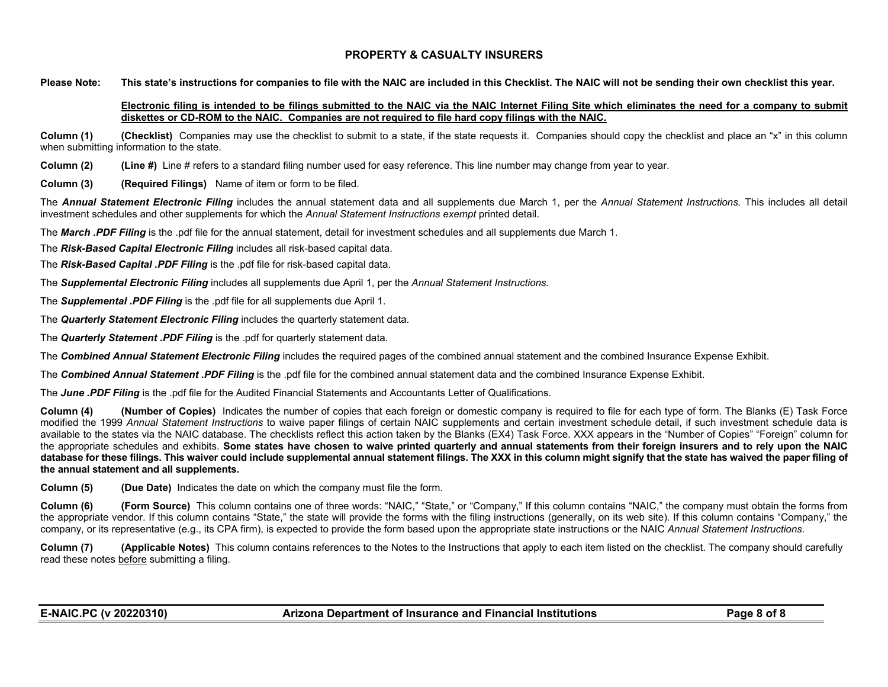## PROPERTY & CASUALTY INSURERS

**Please Note: This state's instructions for companies to file with the NAIC are included in this Checklist. The NAIC will not be sending their own checklist this year.**

**<u>Electronic filing is intended to be filings submitted to the NAIC via the NAIC Internet Filing Site which eliminates the need for a company to submit diskettes or CD-ROM to the NAIC. Companies are not required to file hard copy filings with the NAIC.</u>**

**Column (1) (Checklist)** Companies may use the checklist to submit to a state, if the state requests it. Companies should copy the checklist and place an "x" in this column when submitting information to the state.

**Column (2) (Line #)** Line # refers to a standard filing number used for easy reference. This line number may change from year to year.

**Column (3) (Required Filings)** Name of item or form to be filed.

The ***Annual Statement Electronic Filing*** includes the annual statement data and all supplements due March 1, per the *Annual Statement Instructions.* This includes all detail investment schedules and other supplements for which the *Annual Statement Instructions exempt* printed detail.

The ***March .PDF Filing*** is the .pdf file for the annual statement, detail for investment schedules and all supplements due March 1.

The ***Risk-Based Capital Electronic Filing*** includes all risk-based capital data.

The ***Risk-Based Capital .PDF Filing*** is the .pdf file for risk-based capital data.

The ***Supplemental Electronic Filing*** includes all supplements due April 1, per the *Annual Statement Instructions.*

The ***Supplemental .PDF Filing*** is the .pdf file for all supplements due April 1.

The ***Quarterly Statement Electronic Filing*** includes the quarterly statement data.

The ***Quarterly Statement .PDF Filing*** is the .pdf for quarterly statement data.

The ***Combined Annual Statement Electronic Filing*** includes the required pages of the combined annual statement and the combined Insurance Expense Exhibit.

The ***Combined Annual Statement .PDF Filing*** is the .pdf file for the combined annual statement data and the combined Insurance Expense Exhibit.

The ***June .PDF Filing*** is the .pdf file for the Audited Financial Statements and Accountants Letter of Qualifications.

**Column (4) (Number of Copies)** Indicates the number of copies that each foreign or domestic company is required to file for each type of form. The Blanks (E) Task Force modified the 1999 *Annual Statement Instructions* to waive paper filings of certain NAIC supplements and certain investment schedule detail, if such investment schedule data is available to the states via the NAIC database. The checklists reflect this action taken by the Blanks (EX4) Task Force. XXX appears in the "Number of Copies" "Foreign" column for the appropriate schedules and exhibits. **Some states have chosen to waive printed quarterly and annual statements from their foreign insurers and to rely upon the NAIC database for these filings. This waiver could include supplemental annual statement filings. The XXX in this column might signify that the state has waived the paper filing of the annual statement and all supplements.**

**Column (5) (Due Date)** Indicates the date on which the company must file the form.

**Column (6) (Form Source)** This column contains one of three words: "NAIC," "State," or "Company," If this column contains "NAIC," the company must obtain the forms from the appropriate vendor. If this column contains "State," the state will provide the forms with the filing instructions (generally, on its web site). If this column contains "Company," the company, or its representative (e.g., its CPA firm), is expected to provide the form based upon the appropriate state instructions or the NAIC *Annual Statement Instructions.*

**Column (7) (Applicable Notes)** This column contains references to the Notes to the Instructions that apply to each item listed on the checklist. The company should carefully read these notes <u>before</u> submitting a filing.